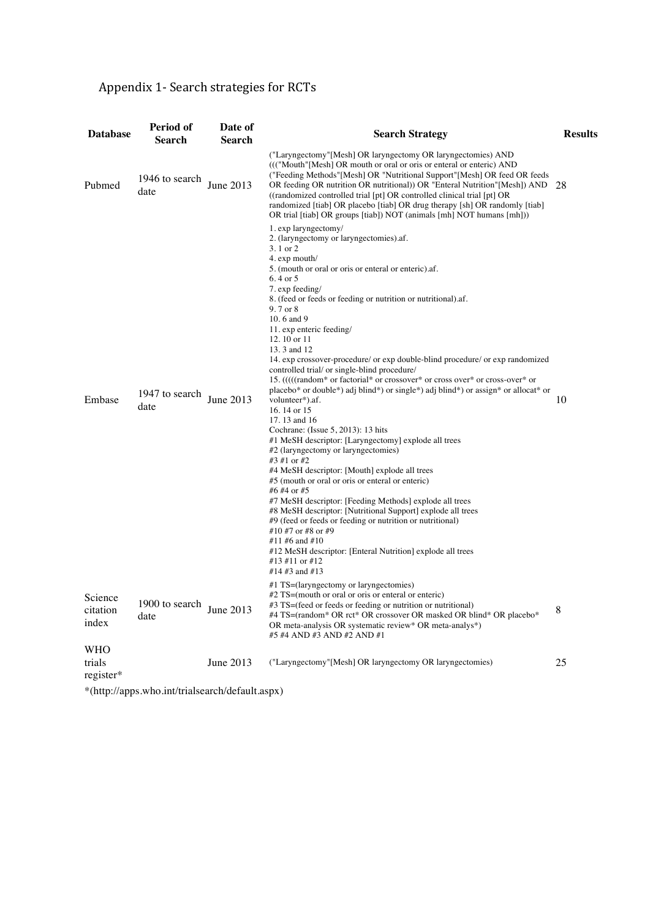# Appendix 1- Search strategies for RCTs

| Database | Period of Search | Date of Search | Search Strategy | Results |
|---|---|---|---|---|
| Pubmed | 1946 to search date | June 2013 | ("Laryngectomy"[Mesh] OR laryngectomy OR laryngectomies) AND ((("Mouth"[Mesh] OR mouth or oral or oris or enteral or enteric) AND ("Feeding Methods"[Mesh] OR "Nutritional Support"[Mesh] OR feed OR feeds OR feeding OR nutrition OR nutritional)) OR "Enteral Nutrition"[Mesh]) AND ((randomized controlled trial [pt] OR controlled clinical trial [pt] OR randomized [tiab] OR placebo [tiab] OR drug therapy [sh] OR randomly [tiab] OR trial [tiab] OR groups [tiab]) NOT (animals [mh] NOT humans [mh])) | 28 |
| Embase | 1947 to search date | June 2013 | 1. exp laryngectomy/<br>2. (laryngectomy or laryngectomies).af.<br>3. 1 or 2<br>4. exp mouth/<br>5. (mouth or oral or oris or enteral or enteric).af.<br>6. 4 or 5<br>7. exp feeding/<br>8. (feed or feeds or feeding or nutrition or nutritional).af.<br>9. 7 or 8<br>10. 6 and 9<br>11. exp enteric feeding/<br>12. 10 or 11<br>13. 3 and 12<br>14. exp crossover-procedure/ or exp double-blind procedure/ or exp randomized controlled trial/ or single-blind procedure/<br>15. (((((random* or factorial* or crossover* or cross over* or cross-over* or placebo* or double*) adj blind*) or single*) adj blind*) or assign* or allocat* or volunteer*).af.<br>16. 14 or 15<br>17. 13 and 16<br>Cochrane: (Issue 5, 2013): 13 hits<br>#1 MeSH descriptor: [Laryngectomy] explode all trees<br>#2 (laryngectomy or laryngectomies)<br>#3 #1 or #2<br>#4 MeSH descriptor: [Mouth] explode all trees<br>#5 (mouth or oral or oris or enteral or enteric)<br>#6 #4 or #5<br>#7 MeSH descriptor: [Feeding Methods] explode all trees<br>#8 MeSH descriptor: [Nutritional Support] explode all trees<br>#9 (feed or feeds or feeding or nutrition or nutritional)<br>#10 #7 or #8 or #9<br>#11 #6 and #10<br>#12 MeSH descriptor: [Enteral Nutrition] explode all trees<br>#13 #11 or #12<br>#14 #3 and #13 | 10 |
| Science citation index | 1900 to search date | June 2013 | #1 TS=(laryngectomy or laryngectomies)<br>#2 TS=(mouth or oral or oris or enteral or enteric)<br>#3 TS=(feed or feeds or feeding or nutrition or nutritional)<br>#4 TS=(random* OR rct* OR crossover OR masked OR blind* OR placebo* OR meta-analysis OR systematic review* OR meta-analys*)<br>#5 #4 AND #3 AND #2 AND #1 | 8 |
| WHO trials register* | | June 2013 | ("Laryngectomy"[Mesh] OR laryngectomy OR laryngectomies) | 25 |

*(http://apps.who.int/trialsearch/default.aspx)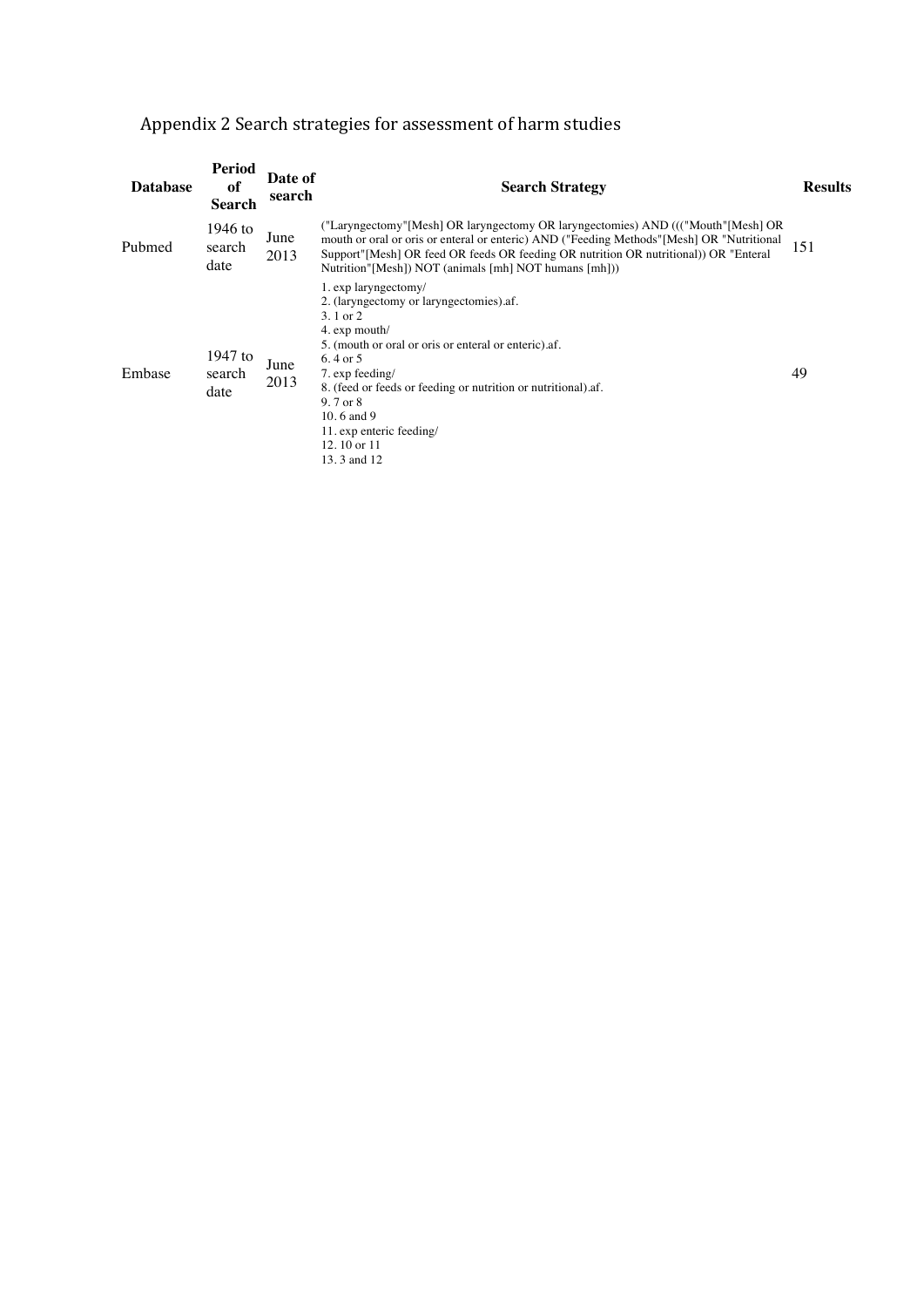# Appendix 2 Search strategies for assessment of harm studies

| Database | Period of Search | Date of search | Search Strategy | Results |
|---|---|---|---|---|
| Pubmed | 1946 to search date | June 2013 | ("Laryngectomy"[Mesh] OR laryngectomy OR laryngectomies) AND ((("Mouth"[Mesh] OR mouth or oral or oris or enteral or enteric) AND ("Feeding Methods"[Mesh] OR "Nutritional Support"[Mesh] OR feed OR feeds OR feeding OR nutrition OR nutritional)) OR "Enteral Nutrition"[Mesh]) NOT (animals [mh] NOT humans [mh])) | 151 |
| Embase | 1947 to search date | June 2013 | 1. exp laryngectomy/<br>2. (laryngectomy or laryngectomies).af.<br>3. 1 or 2<br>4. exp mouth/<br>5. (mouth or oral or oris or enteral or enteric).af.<br>6. 4 or 5<br>7. exp feeding/<br>8. (feed or feeds or feeding or nutrition or nutritional).af.<br>9. 7 or 8<br>10. 6 and 9<br>11. exp enteric feeding/<br>12. 10 or 11<br>13. 3 and 12 | 49 |